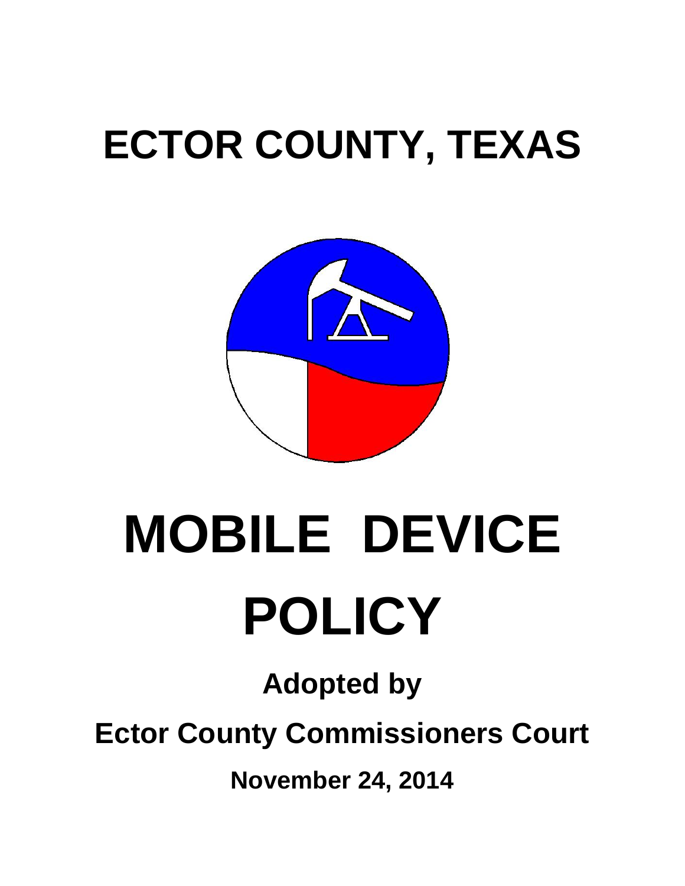# ECTOR COUNTY, TEXAS

# MOBILE DEVICE POLICY

**Adopted by**

**Ector County Commissioners Court**

**November 24, 2014**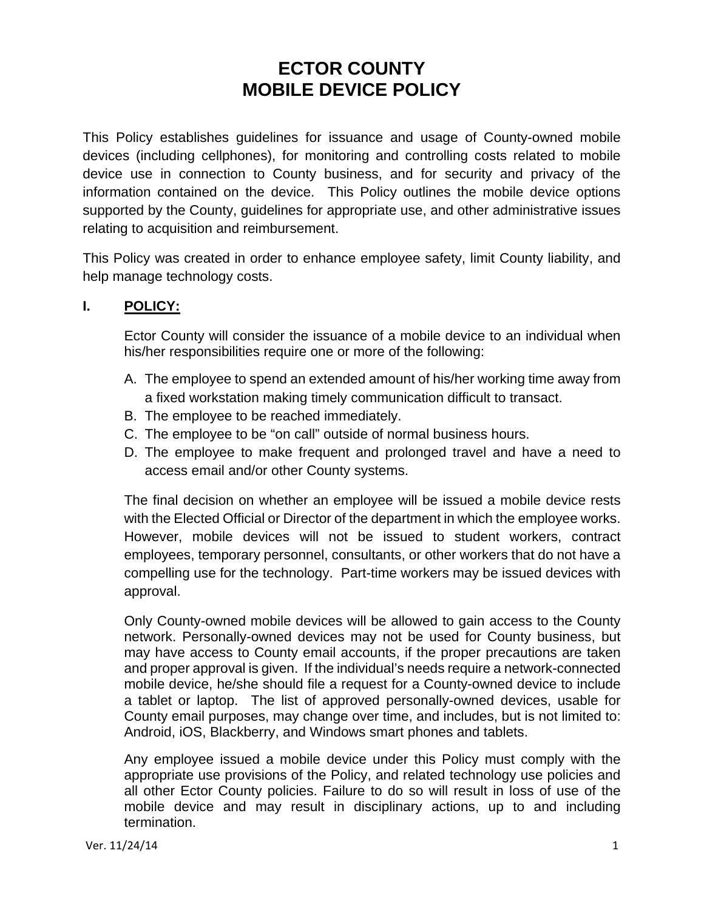# ECTOR COUNTY
# MOBILE DEVICE POLICY

This Policy establishes guidelines for issuance and usage of County-owned mobile devices (including cellphones), for monitoring and controlling costs related to mobile device use in connection to County business, and for security and privacy of the information contained on the device. This Policy outlines the mobile device options supported by the County, guidelines for appropriate use, and other administrative issues relating to acquisition and reimbursement.

This Policy was created in order to enhance employee safety, limit County liability, and help manage technology costs.

## I. POLICY:

Ector County will consider the issuance of a mobile device to an individual when his/her responsibilities require one or more of the following:

A. The employee to spend an extended amount of his/her working time away from a fixed workstation making timely communication difficult to transact.
B. The employee to be reached immediately.
C. The employee to be "on call" outside of normal business hours.
D. The employee to make frequent and prolonged travel and have a need to access email and/or other County systems.

The final decision on whether an employee will be issued a mobile device rests with the Elected Official or Director of the department in which the employee works. However, mobile devices will not be issued to student workers, contract employees, temporary personnel, consultants, or other workers that do not have a compelling use for the technology. Part-time workers may be issued devices with approval.

Only County-owned mobile devices will be allowed to gain access to the County network. Personally-owned devices may not be used for County business, but may have access to County email accounts, if the proper precautions are taken and proper approval is given. If the individual's needs require a network-connected mobile device, he/she should file a request for a County-owned device to include a tablet or laptop. The list of approved personally-owned devices, usable for County email purposes, may change over time, and includes, but is not limited to: Android, iOS, Blackberry, and Windows smart phones and tablets.

Any employee issued a mobile device under this Policy must comply with the appropriate use provisions of the Policy, and related technology use policies and all other Ector County policies. Failure to do so will result in loss of use of the mobile device and may result in disciplinary actions, up to and including termination.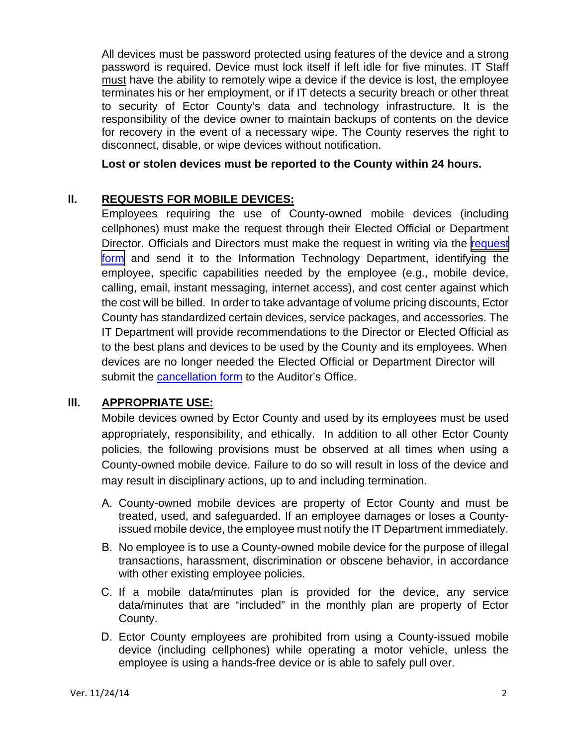All devices must be password protected using features of the device and a strong password is required. Device must lock itself if left idle for five minutes. IT Staff must have the ability to remotely wipe a device if the device is lost, the employee terminates his or her employment, or if IT detects a security breach or other threat to security of Ector County's data and technology infrastructure. It is the responsibility of the device owner to maintain backups of contents on the device for recovery in the event of a necessary wipe. The County reserves the right to disconnect, disable, or wipe devices without notification.

**Lost or stolen devices must be reported to the County within 24 hours.**

## II. REQUESTS FOR MOBILE DEVICES:

Employees requiring the use of County-owned mobile devices (including cellphones) must make the request through their Elected Official or Department Director. Officials and Directors must make the request in writing via the request form and send it to the Information Technology Department, identifying the employee, specific capabilities needed by the employee (e.g., mobile device, calling, email, instant messaging, internet access), and cost center against which the cost will be billed. In order to take advantage of volume pricing discounts, Ector County has standardized certain devices, service packages, and accessories. The IT Department will provide recommendations to the Director or Elected Official as to the best plans and devices to be used by the County and its employees. When devices are no longer needed the Elected Official or Department Director will submit the cancellation form to the Auditor's Office.

## III. APPROPRIATE USE:

Mobile devices owned by Ector County and used by its employees must be used appropriately, responsibility, and ethically. In addition to all other Ector County policies, the following provisions must be observed at all times when using a County-owned mobile device. Failure to do so will result in loss of the device and may result in disciplinary actions, up to and including termination.

A. County-owned mobile devices are property of Ector County and must be treated, used, and safeguarded. If an employee damages or loses a County-issued mobile device, the employee must notify the IT Department immediately.

B. No employee is to use a County-owned mobile device for the purpose of illegal transactions, harassment, discrimination or obscene behavior, in accordance with other existing employee policies.

C. If a mobile data/minutes plan is provided for the device, any service data/minutes that are "included" in the monthly plan are property of Ector County.

D. Ector County employees are prohibited from using a County-issued mobile device (including cellphones) while operating a motor vehicle, unless the employee is using a hands-free device or is able to safely pull over.

Ver. 11/24/14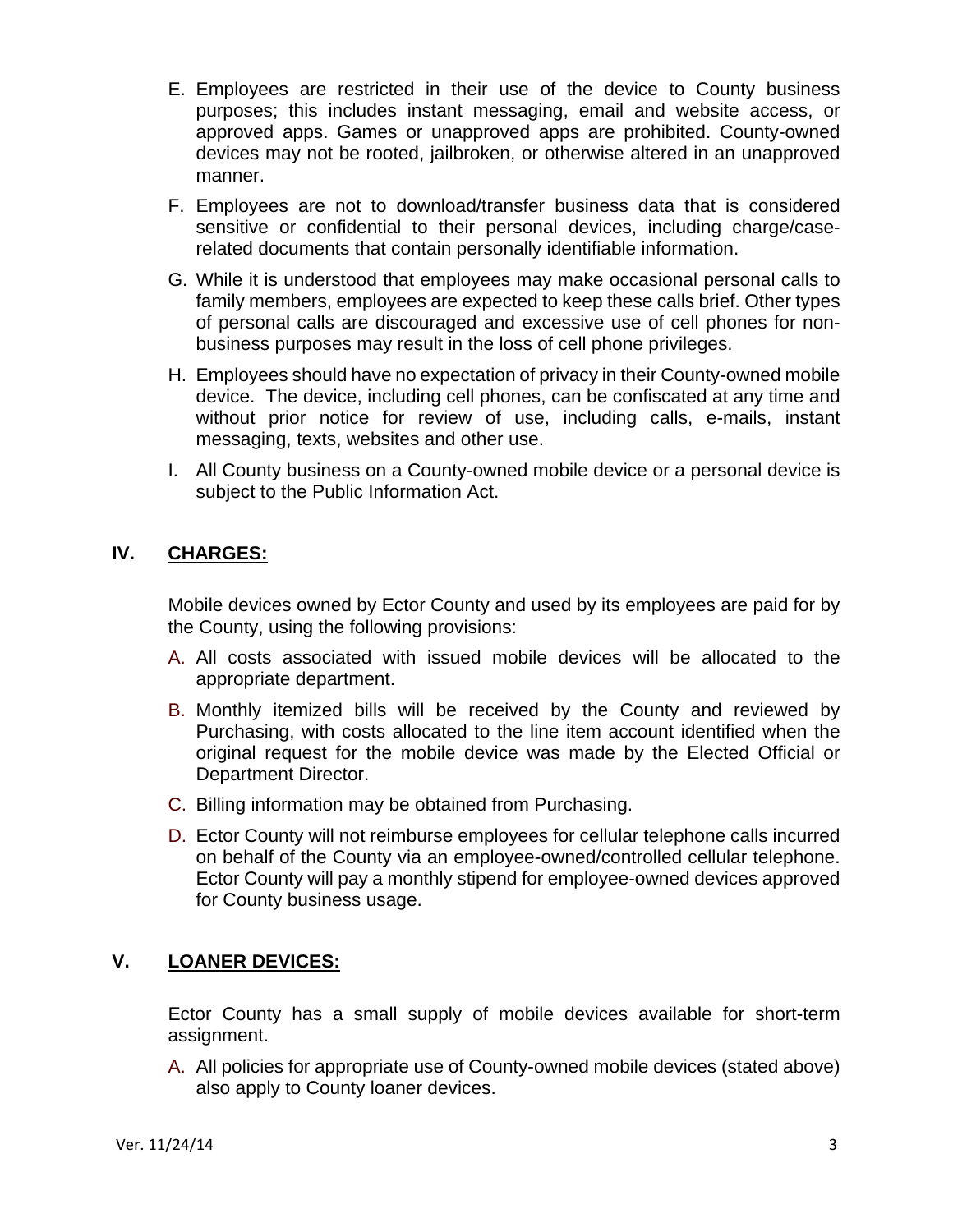E. Employees are restricted in their use of the device to County business purposes; this includes instant messaging, email and website access, or approved apps. Games or unapproved apps are prohibited. County-owned devices may not be rooted, jailbroken, or otherwise altered in an unapproved manner.

F. Employees are not to download/transfer business data that is considered sensitive or confidential to their personal devices, including charge/case-related documents that contain personally identifiable information.

G. While it is understood that employees may make occasional personal calls to family members, employees are expected to keep these calls brief. Other types of personal calls are discouraged and excessive use of cell phones for non-business purposes may result in the loss of cell phone privileges.

H. Employees should have no expectation of privacy in their County-owned mobile device. The device, including cell phones, can be confiscated at any time and without prior notice for review of use, including calls, e-mails, instant messaging, texts, websites and other use.

I. All County business on a County-owned mobile device or a personal device is subject to the Public Information Act.

## IV. CHARGES:

Mobile devices owned by Ector County and used by its employees are paid for by the County, using the following provisions:

A. All costs associated with issued mobile devices will be allocated to the appropriate department.

B. Monthly itemized bills will be received by the County and reviewed by Purchasing, with costs allocated to the line item account identified when the original request for the mobile device was made by the Elected Official or Department Director.

C. Billing information may be obtained from Purchasing.

D. Ector County will not reimburse employees for cellular telephone calls incurred on behalf of the County via an employee-owned/controlled cellular telephone. Ector County will pay a monthly stipend for employee-owned devices approved for County business usage.

## V. LOANER DEVICES:

Ector County has a small supply of mobile devices available for short-term assignment.

A. All policies for appropriate use of County-owned mobile devices (stated above) also apply to County loaner devices.

Ver. 11/24/14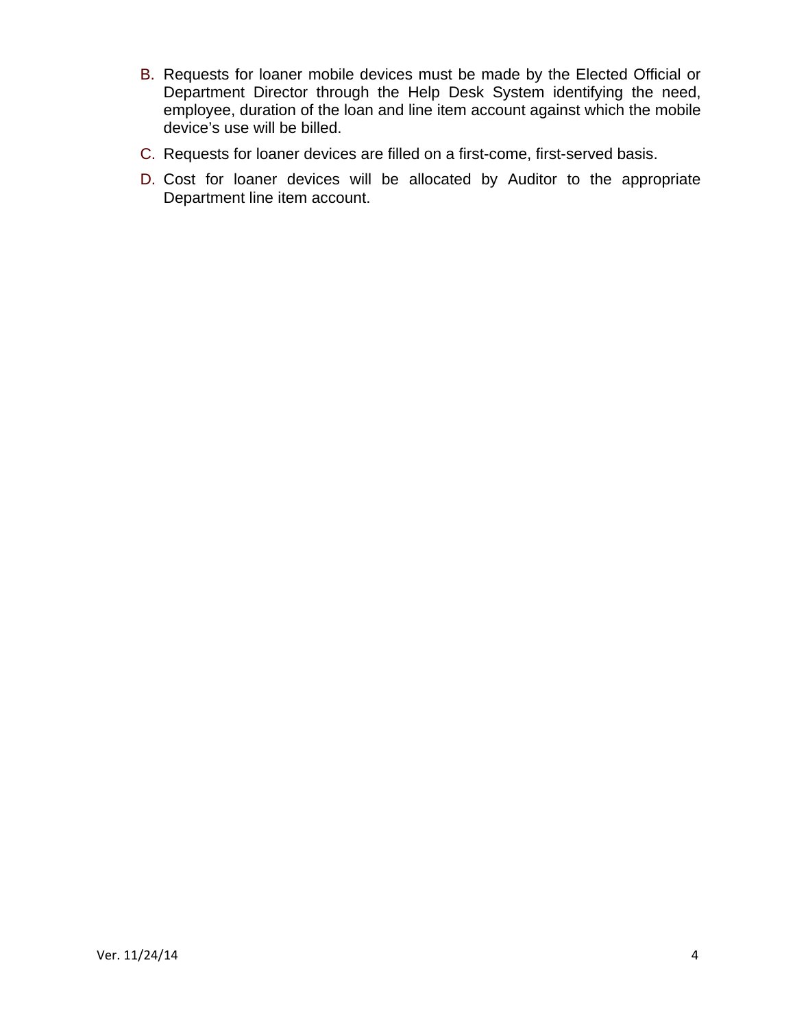B. Requests for loaner mobile devices must be made by the Elected Official or Department Director through the Help Desk System identifying the need, employee, duration of the loan and line item account against which the mobile device's use will be billed.

C. Requests for loaner devices are filled on a first-come, first-served basis.

D. Cost for loaner devices will be allocated by Auditor to the appropriate Department line item account.